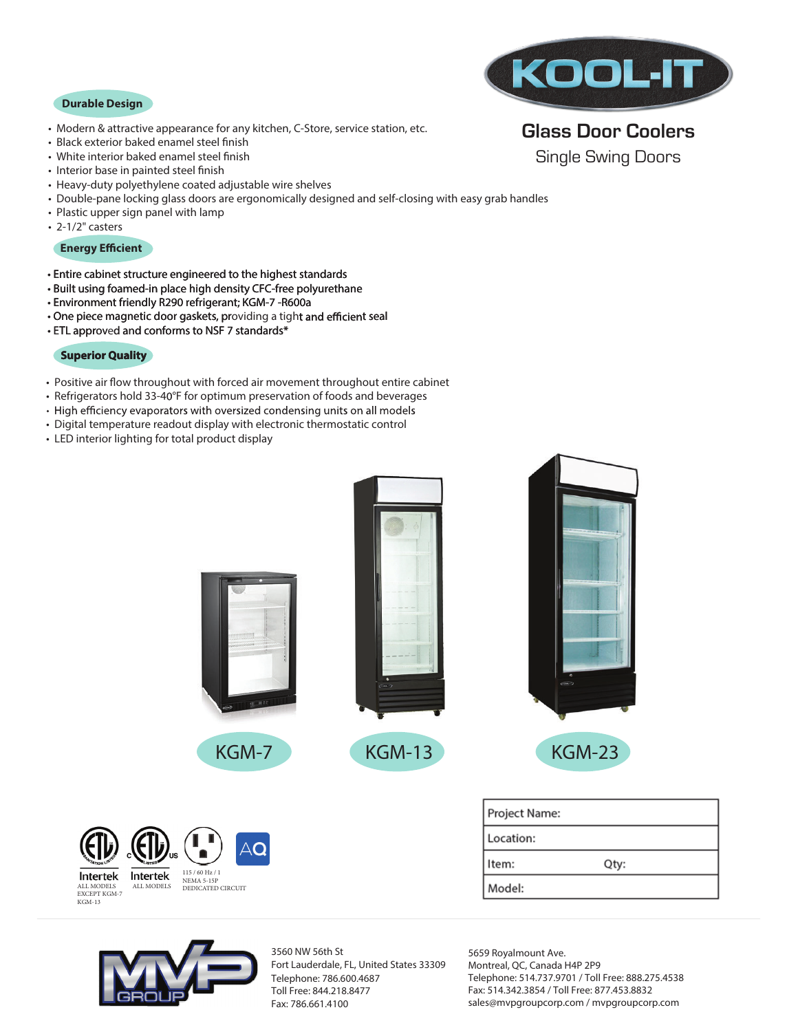# KOOL-IT

## Glass Door Coolers

### Single Swing Doors

**Durable Design**

- Modern & attractive appearance for any kitchen, C-Store, service station, etc.
- Black exterior baked enamel steel finish
- White interior baked enamel steel finish
- Interior base in painted steel finish
- Heavy-duty polyethylene coated adjustable wire shelves
- Double-pane locking glass doors are ergonomically designed and self-closing with easy grab handles
- Plastic upper sign panel with lamp
- 2-1/2" casters

**Energy Efficient**

- Entire cabinet structure engineered to the highest standards
- Built using foamed-in place high density CFC-free polyurethane
- Environment friendly R290 refrigerant; KGM-7 -R600a
- One piece magnetic door gaskets, providing a tight and efficient seal
- ETL approved and conforms to NSF 7 standards*

**Superior Quality**

- Positive air flow throughout with forced air movement throughout entire cabinet
- Refrigerators hold 33-40°F for optimum preservation of foods and beverages
- High efficiency evaporators with oversized condensing units on all models
- Digital temperature readout display with electronic thermostatic control
- LED interior lighting for total product display

KGM-7 KGM-13 KGM-23

Intertek ALL MODELS EXCEPT KGM-7 KGM-13

Intertek ALL MODELS

115 / 60 Hz / 1 NEMA 5-15P DEDICATED CIRCUIT

AQ

| Project Name: | |
|---|---|
| Location: | |
| Item: | Qty: |
| Model: | |

MVP GROUP

3560 NW 56th St
Fort Lauderdale, FL, United States 33309
Telephone: 786.600.4687
Toll Free: 844.218.8477
Fax: 786.661.4100

5659 Royalmount Ave.
Montreal, QC, Canada H4P 2P9
Telephone: 514.737.9701 / Toll Free: 888.275.4538
Fax: 514.342.3854 / Toll Free: 877.453.8832
sales@mvpgroupcorp.com / mvpgroupcorp.com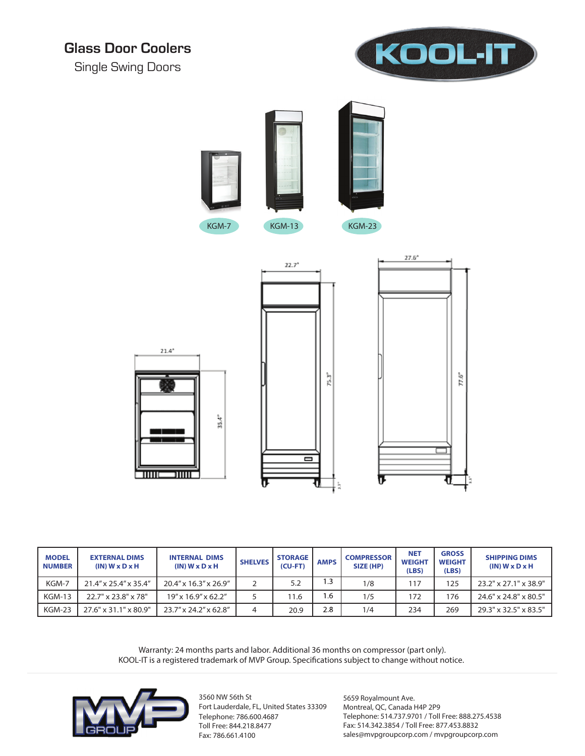# Glass Door Coolers

Single Swing Doors

KOOL-IT

KGM-7

KGM-13

KGM-23

21.4"

35.4"

22.7"

75.3"

27.6"

77.6"

| MODEL NUMBER | EXTERNAL DIMS (IN) W x D x H | INTERNAL DIMS (IN) W x D x H | SHELVES | STORAGE (CU-FT) | AMPS | COMPRESSOR SIZE (HP) | NET WEIGHT (LBS) | GROSS WEIGHT (LBS) | SHIPPING DIMS (IN) W x D x H |
|---|---|---|---|---|---|---|---|---|---|
| KGM-7 | 21.4" x 25.4" x 35.4" | 20.4" x 16.3" x 26.9" | 2 | 5.2 | 1.3 | 1/8 | 117 | 125 | 23.2" x 27.1" x 38.9" |
| KGM-13 | 22.7" x 23.8" x 78" | 19" x 16.9" x 62.2" | 5 | 11.6 | 1.6 | 1/5 | 172 | 176 | 24.6" x 24.8" x 80.5" |
| KGM-23 | 27.6" x 31.1" x 80.9" | 23.7" x 24.2" x 62.8" | 4 | 20.9 | 2.8 | 1/4 | 234 | 269 | 29.3" x 32.5" x 83.5" |

Warranty: 24 months parts and labor. Additional 36 months on compressor (part only).
KOOL-IT is a registered trademark of MVP Group. Specifications subject to change without notice.

MVP GROUP

3560 NW 56th St
Fort Lauderdale, FL, United States 33309
Telephone: 786.600.4687
Toll Free: 844.218.8477
Fax: 786.661.4100

5659 Royalmount Ave.
Montreal, QC, Canada H4P 2P9
Telephone: 514.737.9701 / Toll Free: 888.275.4538
Fax: 514.342.3854 / Toll Free: 877.453.8832
sales@mvpgroupcorp.com / mvpgroupcorp.com